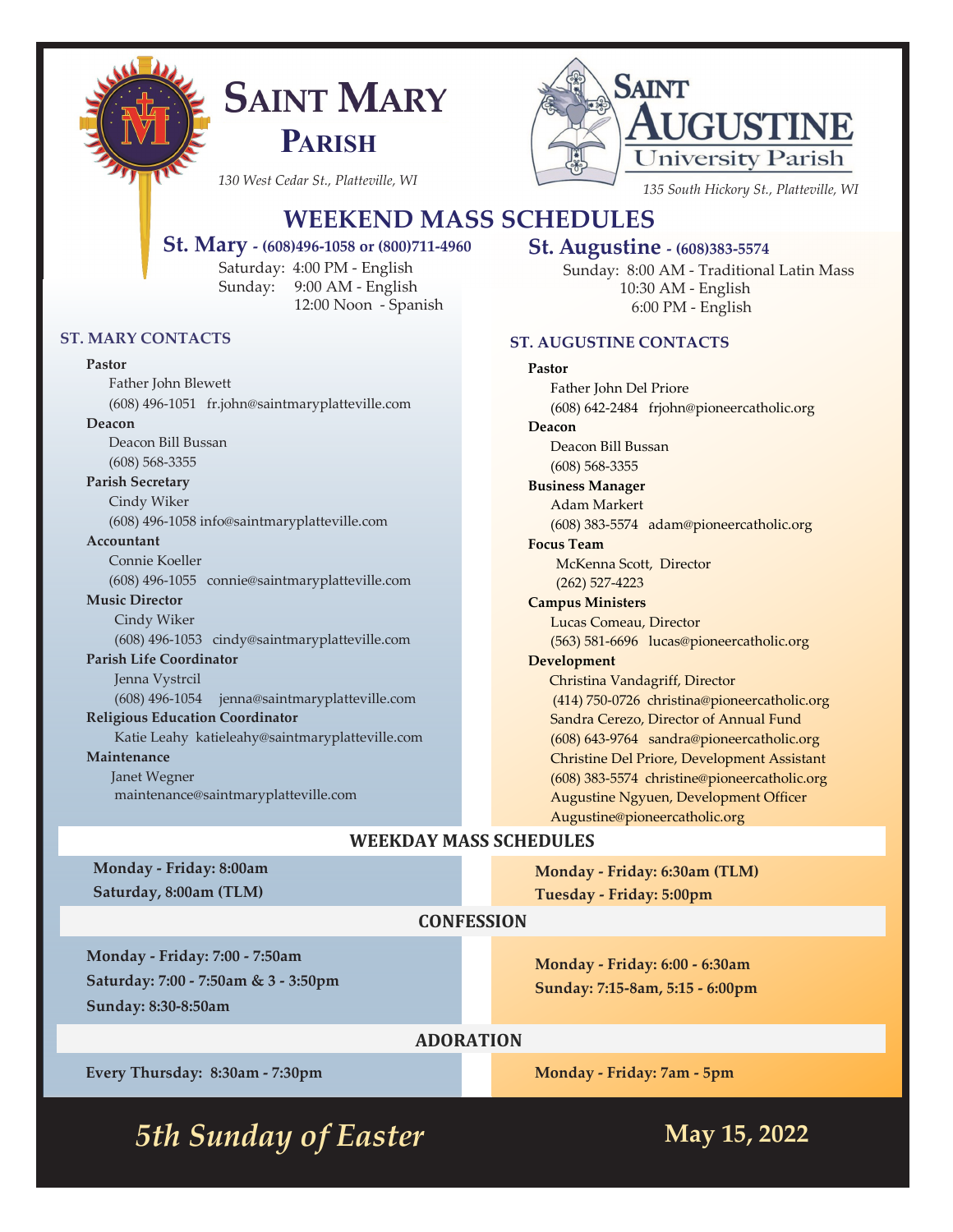# Saint Mary Parish

*130 West Cedar St., Platteville, WI*

# Saint Augustine University Parish

*135 South Hickory St., Platteville, WI*

## WEEKEND MASS SCHEDULES

### St. Mary - (608)496-1058 or (800)711-4960

Saturday: 4:00 PM - English
Sunday: 9:00 AM - English
12:00 Noon - Spanish

### ST. MARY CONTACTS

**Pastor**
Father John Blewett
(608) 496-1051 fr.john@saintmaryplatteville.com

**Deacon**
Deacon Bill Bussan
(608) 568-3355

**Parish Secretary**
Cindy Wiker
(608) 496-1058 info@saintmaryplatteville.com

**Accountant**
Connie Koeller
(608) 496-1055 connie@saintmaryplatteville.com

**Music Director**
Cindy Wiker
(608) 496-1053 cindy@saintmaryplatteville.com

**Parish Life Coordinator**
Jenna Vystrcil
(608) 496-1054 jenna@saintmaryplatteville.com

**Religious Education Coordinator**
Katie Leahy katieleahy@saintmaryplatteville.com

**Maintenance**
Janet Wegner
maintenance@saintmaryplatteville.com

### St. Augustine - (608)383-5574

Sunday: 8:00 AM - Traditional Latin Mass
10:30 AM - English
6:00 PM - English

### ST. AUGUSTINE CONTACTS

**Pastor**
Father John Del Priore
(608) 642-2484 frjohn@pioneercatholic.org

**Deacon**
Deacon Bill Bussan
(608) 568-3355

**Business Manager**
Adam Markert
(608) 383-5574 adam@pioneercatholic.org

**Focus Team**
McKenna Scott, Director
(262) 527-4223

**Campus Ministers**
Lucas Comeau, Director
(563) 581-6696 lucas@pioneercatholic.org

**Development**
Christina Vandagriff, Director
(414) 750-0726 christina@pioneercatholic.org
Sandra Cerezo, Director of Annual Fund
(608) 643-9764 sandra@pioneercatholic.org
Christine Del Priore, Development Assistant
(608) 383-5574 christine@pioneercatholic.org
Augustine Ngyuen, Development Officer
Augustine@pioneercatholic.org

## WEEKDAY MASS SCHEDULES

**St. Mary:**
**Monday - Friday: 8:00am**
**Saturday, 8:00am (TLM)**

**St. Augustine:**
**Monday - Friday: 6:30am (TLM)**
**Tuesday - Friday: 5:00pm**

## CONFESSION

**St. Mary:**
**Monday - Friday: 7:00 - 7:50am**
**Saturday: 7:00 - 7:50am & 3 - 3:50pm**
**Sunday: 8:30-8:50am**

**St. Augustine:**
**Monday - Friday: 6:00 - 6:30am**
**Sunday: 7:15-8am, 5:15 - 6:00pm**

## ADORATION

**St. Mary:** **Every Thursday: 8:30am - 7:30pm**

**St. Augustine:** **Monday - Friday: 7am - 5pm**

*5th Sunday of Easter* — **May 15, 2022**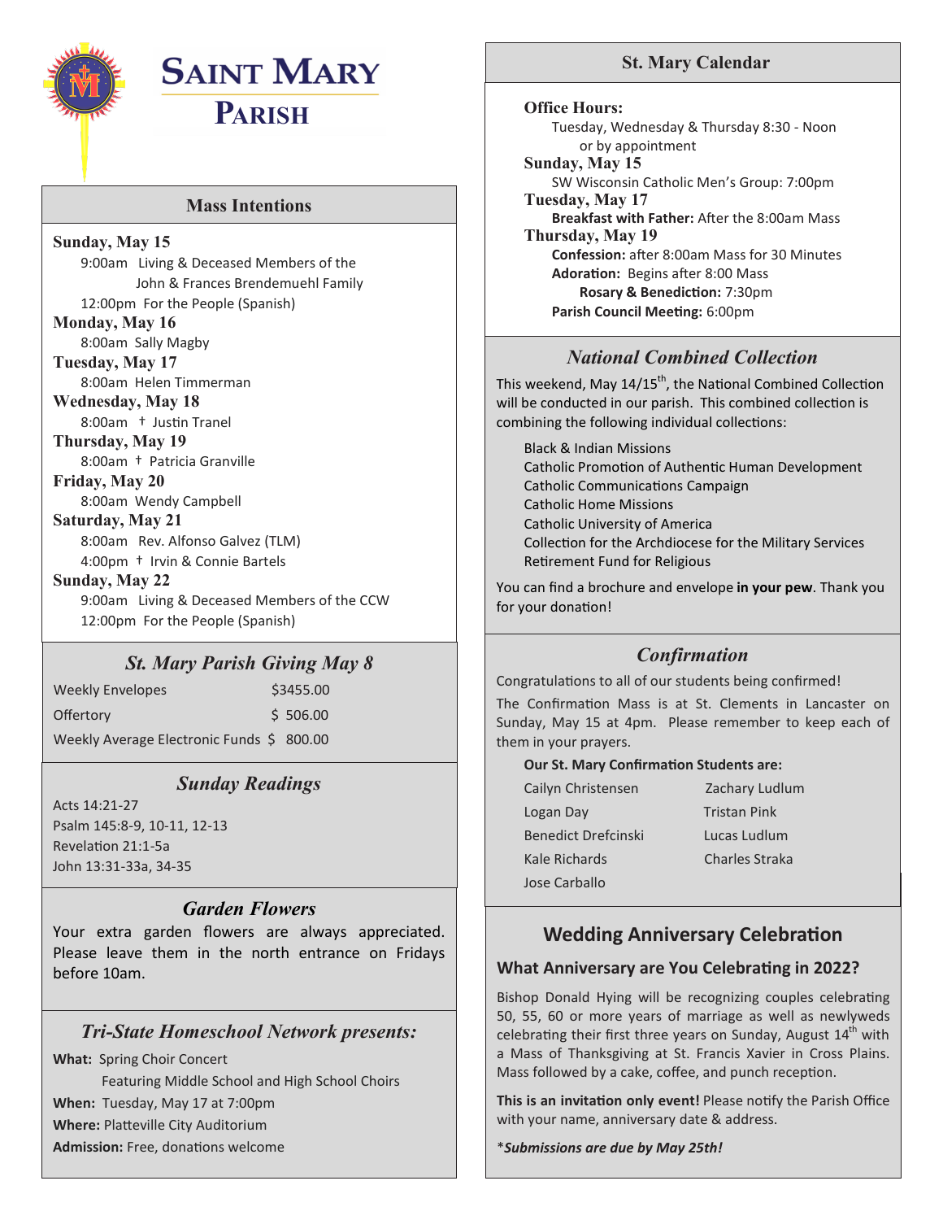# Saint Mary Parish

## Mass Intentions

**Sunday, May 15**
9:00am Living & Deceased Members of the John & Frances Brendemuehl Family
12:00pm For the People (Spanish)

**Monday, May 16**
8:00am Sally Magby

**Tuesday, May 17**
8:00am Helen Timmerman

**Wednesday, May 18**
8:00am † Justin Tranel

**Thursday, May 19**
8:00am † Patricia Granville

**Friday, May 20**
8:00am Wendy Campbell

**Saturday, May 21**
8:00am Rev. Alfonso Galvez (TLM)
4:00pm † Irvin & Connie Bartels

**Sunday, May 22**
9:00am Living & Deceased Members of the CCW
12:00pm For the People (Spanish)

## *St. Mary Parish Giving May 8*

| | |
|---|---|
| Weekly Envelopes | $3455.00 |
| Offertory | $ 506.00 |
| Weekly Average Electronic Funds | $ 800.00 |

## *Sunday Readings*

Acts 14:21-27
Psalm 145:8-9, 10-11, 12-13
Revelation 21:1-5a
John 13:31-33a, 34-35

## *Garden Flowers*

Your extra garden flowers are always appreciated. Please leave them in the north entrance on Fridays before 10am.

## *Tri-State Homeschool Network presents:*

**What:** Spring Choir Concert
Featuring Middle School and High School Choirs
**When:** Tuesday, May 17 at 7:00pm
**Where:** Platteville City Auditorium
**Admission:** Free, donations welcome

## St. Mary Calendar

**Office Hours:**
Tuesday, Wednesday & Thursday 8:30 - Noon
or by appointment

**Sunday, May 15**
SW Wisconsin Catholic Men's Group: 7:00pm

**Tuesday, May 17**
**Breakfast with Father:** After the 8:00am Mass

**Thursday, May 19**
**Confession:** after 8:00am Mass for 30 Minutes
**Adoration:** Begins after 8:00 Mass
**Rosary & Benediction:** 7:30pm
**Parish Council Meeting:** 6:00pm

## *National Combined Collection*

This weekend, May 14/15th, the National Combined Collection will be conducted in our parish. This combined collection is combining the following individual collections:

- Black & Indian Missions
- Catholic Promotion of Authentic Human Development
- Catholic Communications Campaign
- Catholic Home Missions
- Catholic University of America
- Collection for the Archdiocese for the Military Services
- Retirement Fund for Religious

You can find a brochure and envelope **in your pew**. Thank you for your donation!

## *Confirmation*

Congratulations to all of our students being confirmed!

The Confirmation Mass is at St. Clements in Lancaster on Sunday, May 15 at 4pm. Please remember to keep each of them in your prayers.

**Our St. Mary Confirmation Students are:**

| | |
|---|---|
| Cailyn Christensen | Zachary Ludlum |
| Logan Day | Tristan Pink |
| Benedict Drefcinski | Lucas Ludlum |
| Kale Richards | Charles Straka |
| Jose Carballo | |

## Wedding Anniversary Celebration

### What Anniversary are You Celebrating in 2022?

Bishop Donald Hying will be recognizing couples celebrating 50, 55, 60 or more years of marriage as well as newlyweds celebrating their first three years on Sunday, August 14th with a Mass of Thanksgiving at St. Francis Xavier in Cross Plains. Mass followed by a cake, coffee, and punch reception.

**This is an invitation only event!** Please notify the Parish Office with your name, anniversary date & address.

\**Submissions are due by May 25th!*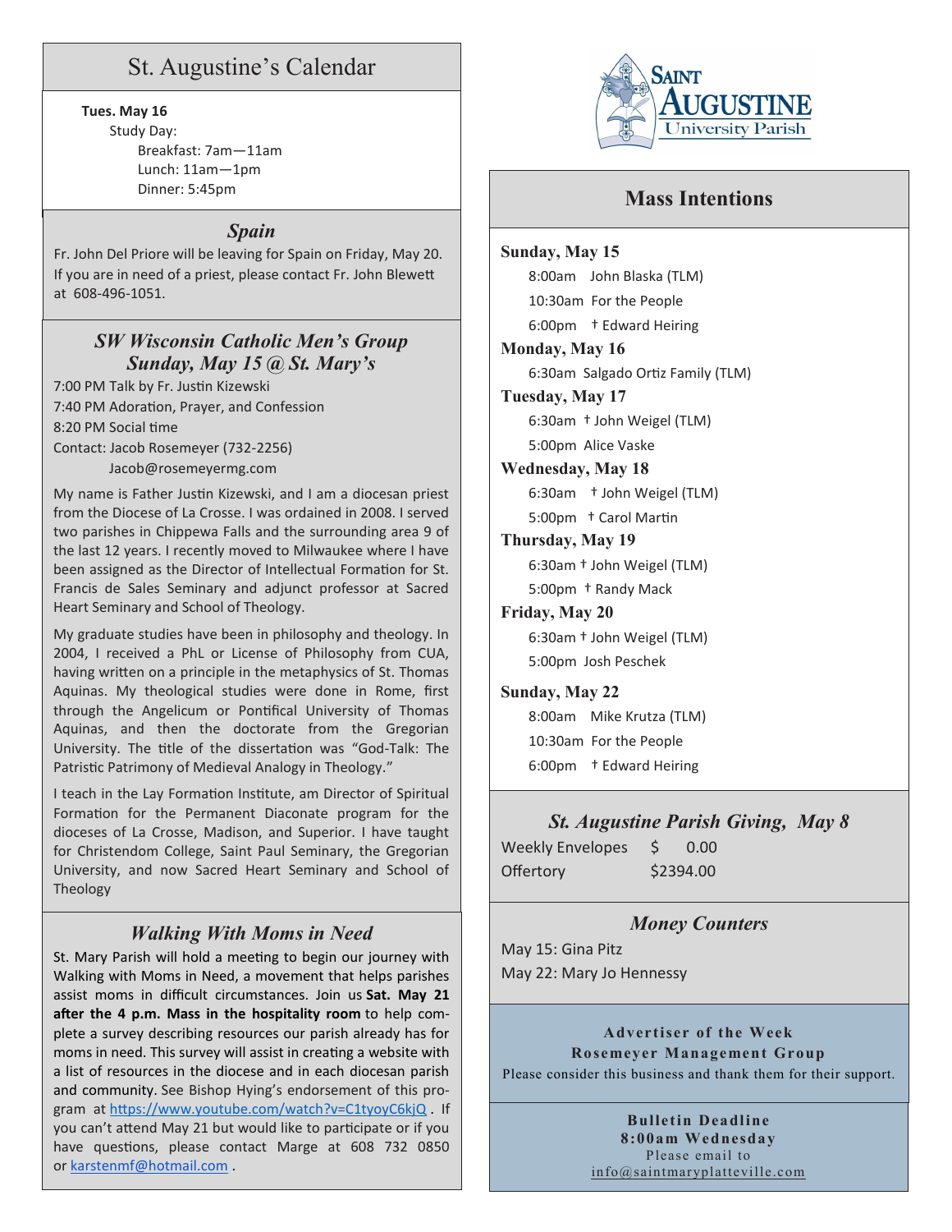## St. Augustine's Calendar

**Tues. May 16**

Study Day:

Breakfast: 7am—11am

Lunch: 11am—1pm

Dinner: 5:45pm

### *Spain*

Fr. John Del Priore will be leaving for Spain on Friday, May 20. If you are in need of a priest, please contact Fr. John Blewett at 608-496-1051.

### *SW Wisconsin Catholic Men's Group Sunday, May 15 @ St. Mary's*

7:00 PM Talk by Fr. Justin Kizewski

7:40 PM Adoration, Prayer, and Confession

8:20 PM Social time

Contact: Jacob Rosemeyer (732-2256)

Jacob@rosemeyermg.com

My name is Father Justin Kizewski, and I am a diocesan priest from the Diocese of La Crosse. I was ordained in 2008. I served two parishes in Chippewa Falls and the surrounding area 9 of the last 12 years. I recently moved to Milwaukee where I have been assigned as the Director of Intellectual Formation for St. Francis de Sales Seminary and adjunct professor at Sacred Heart Seminary and School of Theology.

My graduate studies have been in philosophy and theology. In 2004, I received a PhL or License of Philosophy from CUA, having written on a principle in the metaphysics of St. Thomas Aquinas. My theological studies were done in Rome, first through the Angelicum or Pontifical University of Thomas Aquinas, and then the doctorate from the Gregorian University. The title of the dissertation was "God-Talk: The Patristic Patrimony of Medieval Analogy in Theology."

I teach in the Lay Formation Institute, am Director of Spiritual Formation for the Permanent Diaconate program for the dioceses of La Crosse, Madison, and Superior. I have taught for Christendom College, Saint Paul Seminary, the Gregorian University, and now Sacred Heart Seminary and School of Theology

### *Walking With Moms in Need*

St. Mary Parish will hold a meeting to begin our journey with Walking with Moms in Need, a movement that helps parishes assist moms in difficult circumstances. Join us **Sat. May 21 after the 4 p.m. Mass in the hospitality room** to help complete a survey describing resources our parish already has for moms in need. This survey will assist in creating a website with a list of resources in the diocese and in each diocesan parish and community. See Bishop Hying's endorsement of this program at https://www.youtube.com/watch?v=C1tyoyC6kjQ . If you can't attend May 21 but would like to participate or if you have questions, please contact Marge at 608 732 0850 or karstenmf@hotmail.com .

Saint Augustine University Parish

## Mass Intentions

**Sunday, May 15**

8:00am John Blaska (TLM)

10:30am For the People

6:00pm † Edward Heiring

**Monday, May 16**

6:30am Salgado Ortiz Family (TLM)

**Tuesday, May 17**

6:30am † John Weigel (TLM)

5:00pm Alice Vaske

**Wednesday, May 18**

6:30am † John Weigel (TLM)

5:00pm † Carol Martin

**Thursday, May 19**

6:30am † John Weigel (TLM)

5:00pm † Randy Mack

**Friday, May 20**

6:30am † John Weigel (TLM)

5:00pm Josh Peschek

**Sunday, May 22**

8:00am Mike Krutza (TLM)

10:30am For the People

6:00pm † Edward Heiring

### *St. Augustine Parish Giving, May 8*

| | |
|---|---|
| Weekly Envelopes | $ 0.00 |
| Offertory | $2394.00 |

### *Money Counters*

May 15: Gina Pitz

May 22: Mary Jo Hennessy

**Advertiser of the Week**
**Rosemeyer Management Group**
Please consider this business and thank them for their support.

**Bulletin Deadline**
**8:00am Wednesday**
Please email to
info@saintmaryplatteville.com